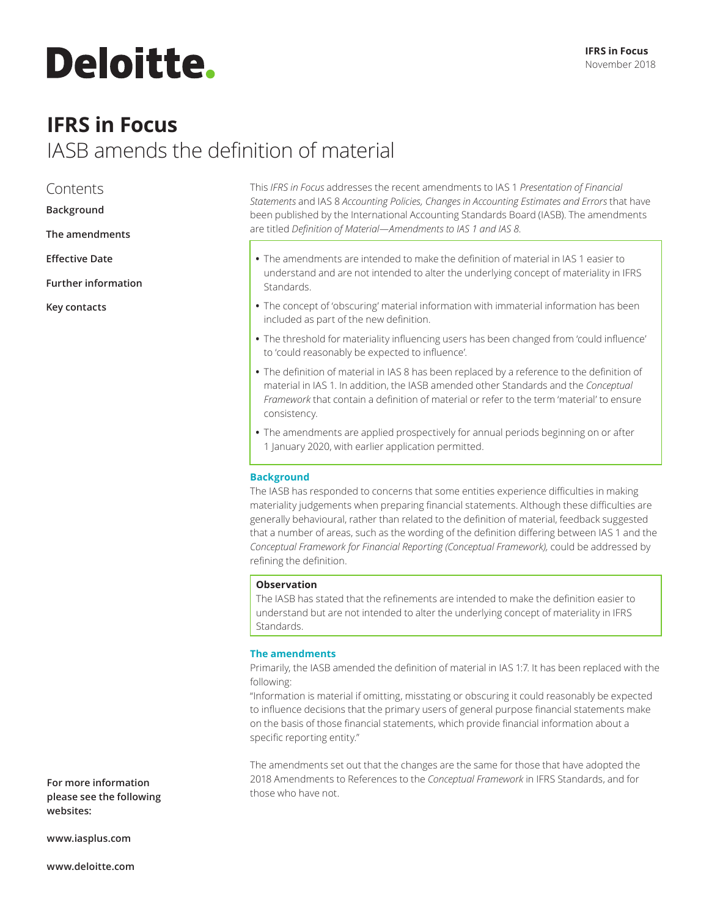# IFRS in Focus

## IASB amends the definition of material

### Contents

**Background**

**The amendments**

**Effective Date**

**Further information**

**Key contacts**

This *IFRS in Focus* addresses the recent amendments to IAS 1 *Presentation of Financial Statements* and IAS 8 *Accounting Policies, Changes in Accounting Estimates and Errors* that have been published by the International Accounting Standards Board (IASB). The amendments are titled *Definition of Material—Amendments to IAS 1 and IAS 8.*

- The amendments are intended to make the definition of material in IAS 1 easier to understand and are not intended to alter the underlying concept of materiality in IFRS Standards.
- The concept of 'obscuring' material information with immaterial information has been included as part of the new definition.
- The threshold for materiality influencing users has been changed from 'could influence' to 'could reasonably be expected to influence'.
- The definition of material in IAS 8 has been replaced by a reference to the definition of material in IAS 1. In addition, the IASB amended other Standards and the *Conceptual Framework* that contain a definition of material or refer to the term 'material' to ensure consistency.
- The amendments are applied prospectively for annual periods beginning on or after 1 January 2020, with earlier application permitted.

### Background

The IASB has responded to concerns that some entities experience difficulties in making materiality judgements when preparing financial statements. Although these difficulties are generally behavioural, rather than related to the definition of material, feedback suggested that a number of areas, such as the wording of the definition differing between IAS 1 and the *Conceptual Framework for Financial Reporting (Conceptual Framework),* could be addressed by refining the definition.

**Observation**

The IASB has stated that the refinements are intended to make the definition easier to understand but are not intended to alter the underlying concept of materiality in IFRS Standards.

### The amendments

Primarily, the IASB amended the definition of material in IAS 1:7. It has been replaced with the following:

"Information is material if omitting, misstating or obscuring it could reasonably be expected to influence decisions that the primary users of general purpose financial statements make on the basis of those financial statements, which provide financial information about a specific reporting entity."

The amendments set out that the changes are the same for those that have adopted the 2018 Amendments to References to the *Conceptual Framework* in IFRS Standards, and for those who have not.

**For more information please see the following websites:**

**www.iasplus.com**

**www.deloitte.com**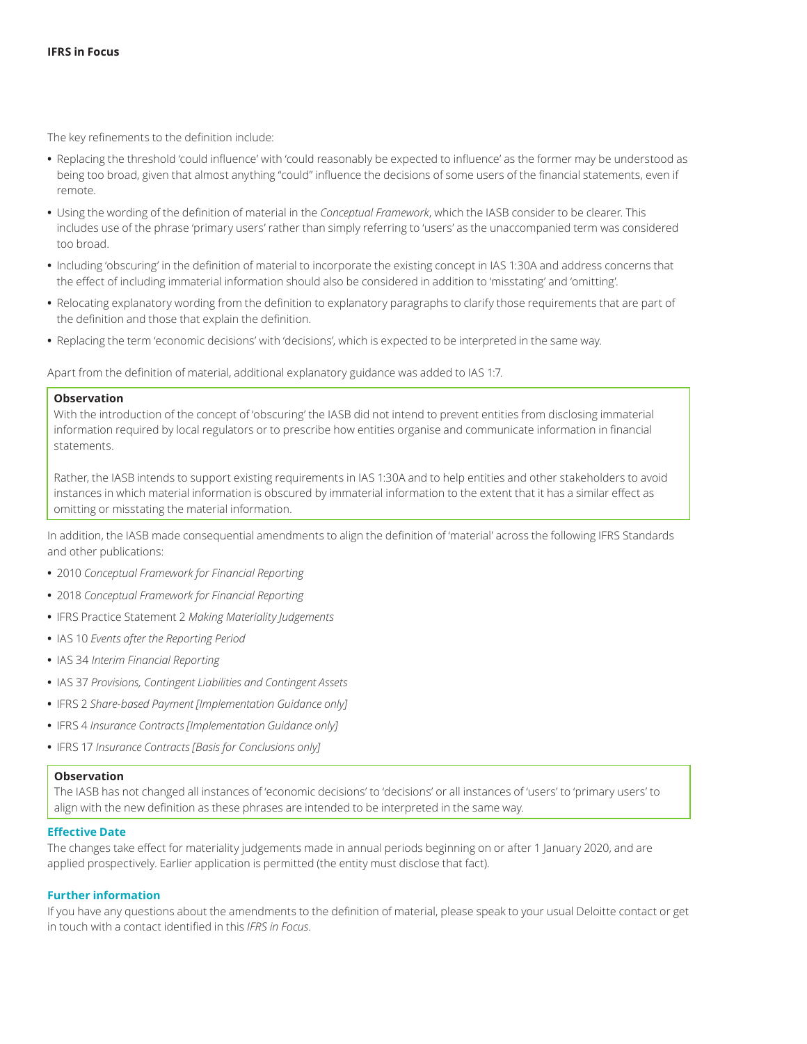The key refinements to the definition include:

- Replacing the threshold 'could influence' with 'could reasonably be expected to influence' as the former may be understood as being too broad, given that almost anything "could" influence the decisions of some users of the financial statements, even if remote.
- Using the wording of the definition of material in the *Conceptual Framework*, which the IASB consider to be clearer. This includes use of the phrase 'primary users' rather than simply referring to 'users' as the unaccompanied term was considered too broad.
- Including 'obscuring' in the definition of material to incorporate the existing concept in IAS 1:30A and address concerns that the effect of including immaterial information should also be considered in addition to 'misstating' and 'omitting'.
- Relocating explanatory wording from the definition to explanatory paragraphs to clarify those requirements that are part of the definition and those that explain the definition.
- Replacing the term 'economic decisions' with 'decisions', which is expected to be interpreted in the same way.

Apart from the definition of material, additional explanatory guidance was added to IAS 1:7.

> **Observation**
>
> With the introduction of the concept of 'obscuring' the IASB did not intend to prevent entities from disclosing immaterial information required by local regulators or to prescribe how entities organise and communicate information in financial statements.
>
> Rather, the IASB intends to support existing requirements in IAS 1:30A and to help entities and other stakeholders to avoid instances in which material information is obscured by immaterial information to the extent that it has a similar effect as omitting or misstating the material information.

In addition, the IASB made consequential amendments to align the definition of 'material' across the following IFRS Standards and other publications:

- 2010 *Conceptual Framework for Financial Reporting*
- 2018 *Conceptual Framework for Financial Reporting*
- IFRS Practice Statement 2 *Making Materiality Judgements*
- IAS 10 *Events after the Reporting Period*
- IAS 34 *Interim Financial Reporting*
- IAS 37 *Provisions, Contingent Liabilities and Contingent Assets*
- IFRS 2 *Share-based Payment [Implementation Guidance only]*
- IFRS 4 *Insurance Contracts [Implementation Guidance only]*
- IFRS 17 *Insurance Contracts [Basis for Conclusions only]*

> **Observation**
>
> The IASB has not changed all instances of 'economic decisions' to 'decisions' or all instances of 'users' to 'primary users' to align with the new definition as these phrases are intended to be interpreted in the same way.

### Effective Date

The changes take effect for materiality judgements made in annual periods beginning on or after 1 January 2020, and are applied prospectively. Earlier application is permitted (the entity must disclose that fact).

### Further information

If you have any questions about the amendments to the definition of material, please speak to your usual Deloitte contact or get in touch with a contact identified in this *IFRS in Focus*.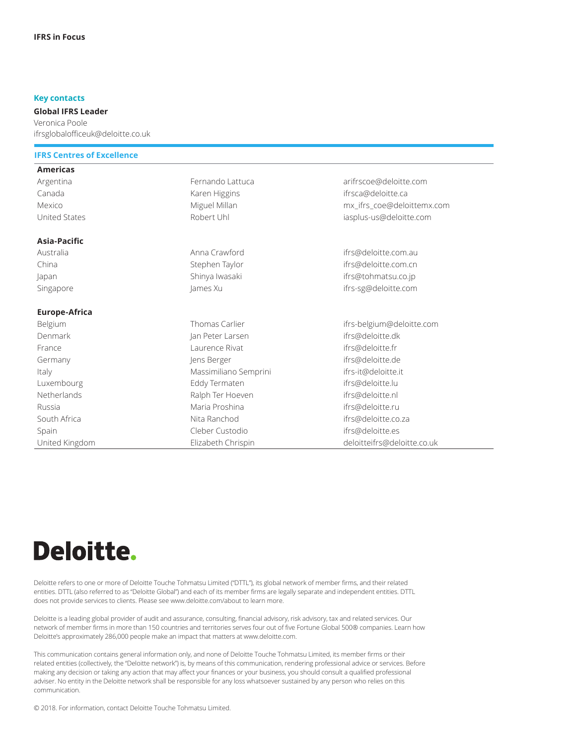## Key contacts

**Global IFRS Leader**
Veronica Poole
ifrsglobalofficeuk@deloitte.co.uk

### IFRS Centres of Excellence

| | | |
|---|---|---|
| **Americas** | | |
| Argentina | Fernando Lattuca | arifrscoe@deloitte.com |
| Canada | Karen Higgins | ifrsca@deloitte.ca |
| Mexico | Miguel Millan | mx_ifrs_coe@deloittemx.com |
| United States | Robert Uhl | iasplus-us@deloitte.com |
| **Asia-Pacific** | | |
| Australia | Anna Crawford | ifrs@deloitte.com.au |
| China | Stephen Taylor | ifrs@deloitte.com.cn |
| Japan | Shinya Iwasaki | ifrs@tohmatsu.co.jp |
| Singapore | James Xu | ifrs-sg@deloitte.com |
| **Europe-Africa** | | |
| Belgium | Thomas Carlier | ifrs-belgium@deloitte.com |
| Denmark | Jan Peter Larsen | ifrs@deloitte.dk |
| France | Laurence Rivat | ifrs@deloitte.fr |
| Germany | Jens Berger | ifrs@deloitte.de |
| Italy | Massimiliano Semprini | ifrs-it@deloitte.it |
| Luxembourg | Eddy Termaten | ifrs@deloitte.lu |
| Netherlands | Ralph Ter Hoeven | ifrs@deloitte.nl |
| Russia | Maria Proshina | ifrs@deloitte.ru |
| South Africa | Nita Ranchod | ifrs@deloitte.co.za |
| Spain | Cleber Custodio | ifrs@deloitte.es |
| United Kingdom | Elizabeth Chrispin | deloitteifrs@deloitte.co.uk |

**Deloitte.**

Deloitte refers to one or more of Deloitte Touche Tohmatsu Limited ("DTTL"), its global network of member firms, and their related entities. DTTL (also referred to as "Deloitte Global") and each of its member firms are legally separate and independent entities. DTTL does not provide services to clients. Please see www.deloitte.com/about to learn more.

Deloitte is a leading global provider of audit and assurance, consulting, financial advisory, risk advisory, tax and related services. Our network of member firms in more than 150 countries and territories serves four out of five Fortune Global 500® companies. Learn how Deloitte's approximately 286,000 people make an impact that matters at www.deloitte.com.

This communication contains general information only, and none of Deloitte Touche Tohmatsu Limited, its member firms or their related entities (collectively, the "Deloitte network") is, by means of this communication, rendering professional advice or services. Before making any decision or taking any action that may affect your finances or your business, you should consult a qualified professional adviser. No entity in the Deloitte network shall be responsible for any loss whatsoever sustained by any person who relies on this communication.

© 2018. For information, contact Deloitte Touche Tohmatsu Limited.